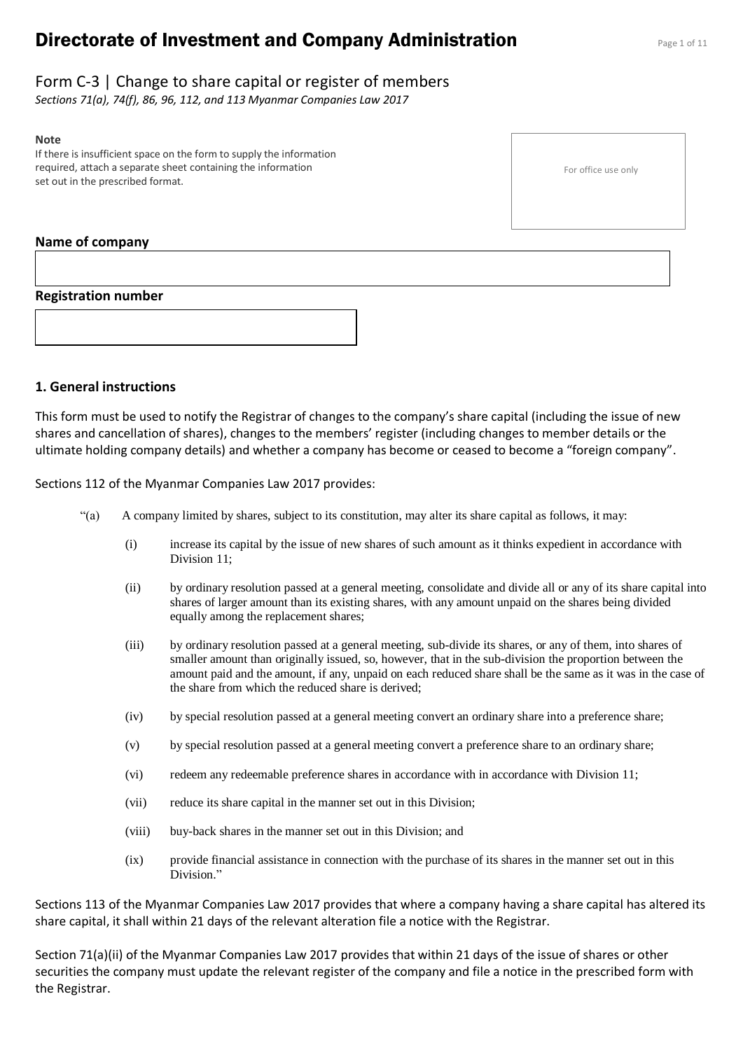# Directorate of Investment and Company Administration

## Form C-3 | Change to share capital or register of members

*Sections 71(a), 74(f), 86, 96, 112, and 113 Myanmar Companies Law 2017*

**Note**

If there is insufficient space on the form to supply the information required, attach a separate sheet containing the information set out in the prescribed format.

For office use only

**Name of company**

**Registration number**

### 1. General instructions

This form must be used to notify the Registrar of changes to the company's share capital (including the issue of new shares and cancellation of shares), changes to the members' register (including changes to member details or the ultimate holding company details) and whether a company has become or ceased to become a "foreign company".

Sections 112 of the Myanmar Companies Law 2017 provides:

"(a) A company limited by shares, subject to its constitution, may alter its share capital as follows, it may:

- (i) increase its capital by the issue of new shares of such amount as it thinks expedient in accordance with Division 11;
- (ii) by ordinary resolution passed at a general meeting, consolidate and divide all or any of its share capital into shares of larger amount than its existing shares, with any amount unpaid on the shares being divided equally among the replacement shares;
- (iii) by ordinary resolution passed at a general meeting, sub-divide its shares, or any of them, into shares of smaller amount than originally issued, so, however, that in the sub-division the proportion between the amount paid and the amount, if any, unpaid on each reduced share shall be the same as it was in the case of the share from which the reduced share is derived;
- (iv) by special resolution passed at a general meeting convert an ordinary share into a preference share;
- (v) by special resolution passed at a general meeting convert a preference share to an ordinary share;
- (vi) redeem any redeemable preference shares in accordance with in accordance with Division 11;
- (vii) reduce its share capital in the manner set out in this Division;
- (viii) buy-back shares in the manner set out in this Division; and
- (ix) provide financial assistance in connection with the purchase of its shares in the manner set out in this Division."

Sections 113 of the Myanmar Companies Law 2017 provides that where a company having a share capital has altered its share capital, it shall within 21 days of the relevant alteration file a notice with the Registrar.

Section 71(a)(ii) of the Myanmar Companies Law 2017 provides that within 21 days of the issue of shares or other securities the company must update the relevant register of the company and file a notice in the prescribed form with the Registrar.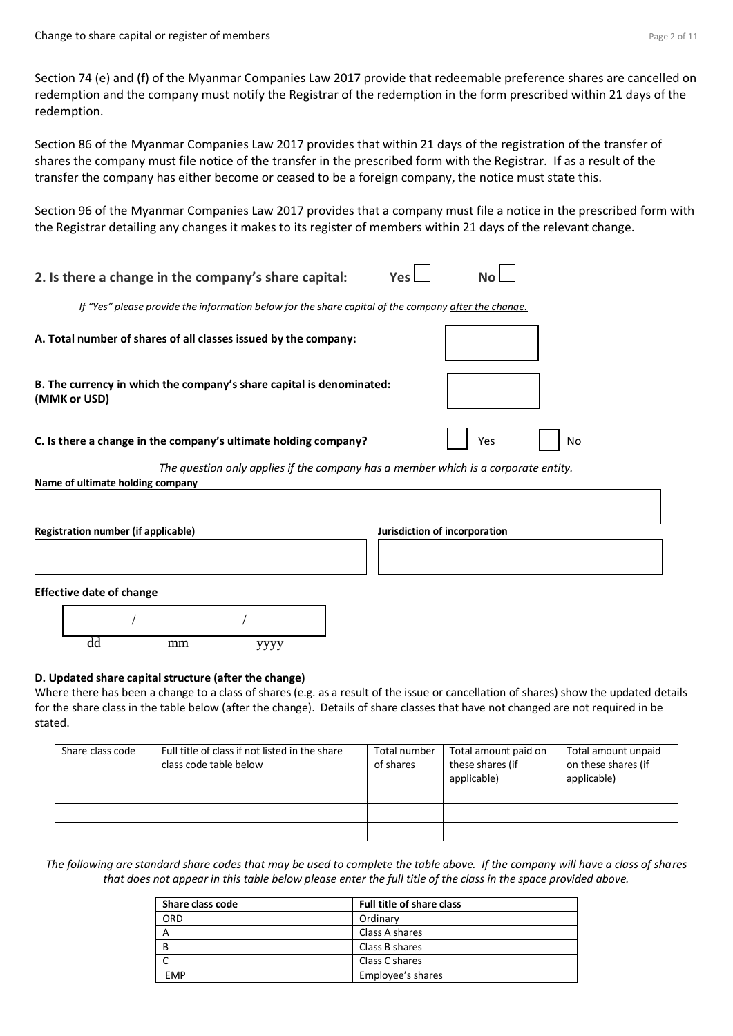Section 74 (e) and (f) of the Myanmar Companies Law 2017 provide that redeemable preference shares are cancelled on redemption and the company must notify the Registrar of the redemption in the form prescribed within 21 days of the redemption.

Section 86 of the Myanmar Companies Law 2017 provides that within 21 days of the registration of the transfer of shares the company must file notice of the transfer in the prescribed form with the Registrar. If as a result of the transfer the company has either become or ceased to be a foreign company, the notice must state this.

Section 96 of the Myanmar Companies Law 2017 provides that a company must file a notice in the prescribed form with the Registrar detailing any changes it makes to its register of members within 21 days of the relevant change.

## 2. Is there a change in the company's share capital: Yes ☐ No ☐

*If "Yes" please provide the information below for the share capital of the company after the change.*

**A. Total number of shares of all classes issued by the company:**

**B. The currency in which the company's share capital is denominated: (MMK or USD)**

**C. Is there a change in the company's ultimate holding company?** ☐ Yes ☐ No

*The question only applies if the company has a member which is a corporate entity.*

**Name of ultimate holding company**

**Registration number (if applicable)**

**Jurisdiction of incorporation**

**Effective date of change**

/ /
dd mm yyyy

**D. Updated share capital structure (after the change)**

Where there has been a change to a class of shares (e.g. as a result of the issue or cancellation of shares) show the updated details for the share class in the table below (after the change). Details of share classes that have not changed are not required in be stated.

| Share class code | Full title of class if not listed in the share class code table below | Total number of shares | Total amount paid on these shares (if applicable) | Total amount unpaid on these shares (if applicable) |
|---|---|---|---|---|
| | | | | |
| | | | | |
| | | | | |

*The following are standard share codes that may be used to complete the table above. If the company will have a class of shares that does not appear in this table below please enter the full title of the class in the space provided above.*

| Share class code | Full title of share class |
|---|---|
| ORD | Ordinary |
| A | Class A shares |
| B | Class B shares |
| C | Class C shares |
| EMP | Employee's shares |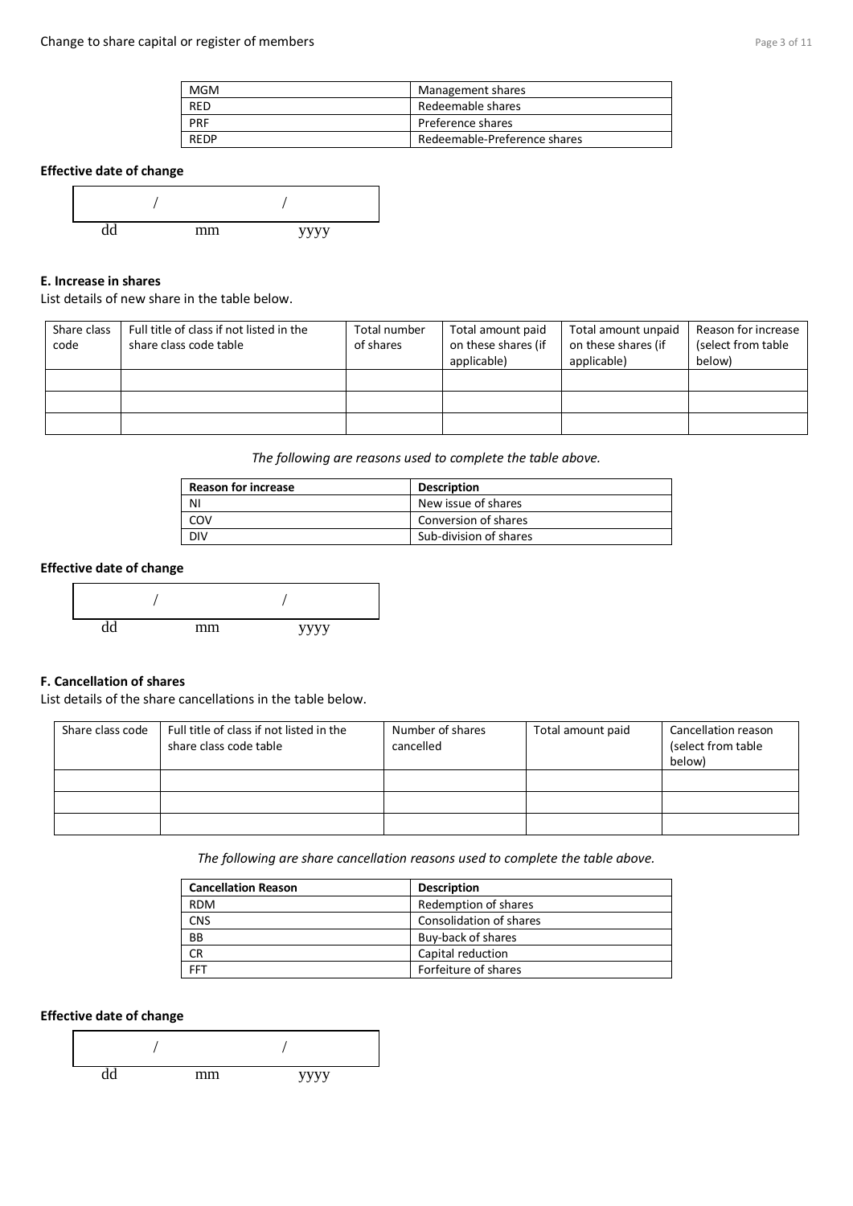| MGM | Management shares |
|---|---|
| RED | Redeemable shares |
| PRF | Preference shares |
| REDP | Redeemable-Preference shares |

**Effective date of change**

| / | / |
|---|---|
| dd | mm | yyyy |

**E. Increase in shares**

List details of new share in the table below.

| Share class code | Full title of class if not listed in the share class code table | Total number of shares | Total amount paid on these shares (if applicable) | Total amount unpaid on these shares (if applicable) | Reason for increase (select from table below) |
|---|---|---|---|---|---|
| | | | | | |
| | | | | | |
| | | | | | |

*The following are reasons used to complete the table above.*

| Reason for increase | Description |
|---|---|
| NI | New issue of shares |
| COV | Conversion of shares |
| DIV | Sub-division of shares |

**Effective date of change**

| / | / |
|---|---|
| dd | mm | yyyy |

**F. Cancellation of shares**

List details of the share cancellations in the table below.

| Share class code | Full title of class if not listed in the share class code table | Number of shares cancelled | Total amount paid | Cancellation reason (select from table below) |
|---|---|---|---|---|
| | | | | |
| | | | | |
| | | | | |

*The following are share cancellation reasons used to complete the table above.*

| Cancellation Reason | Description |
|---|---|
| RDM | Redemption of shares |
| CNS | Consolidation of shares |
| BB | Buy-back of shares |
| CR | Capital reduction |
| FFT | Forfeiture of shares |

**Effective date of change**

| / | / |
|---|---|
| dd | mm | yyyy |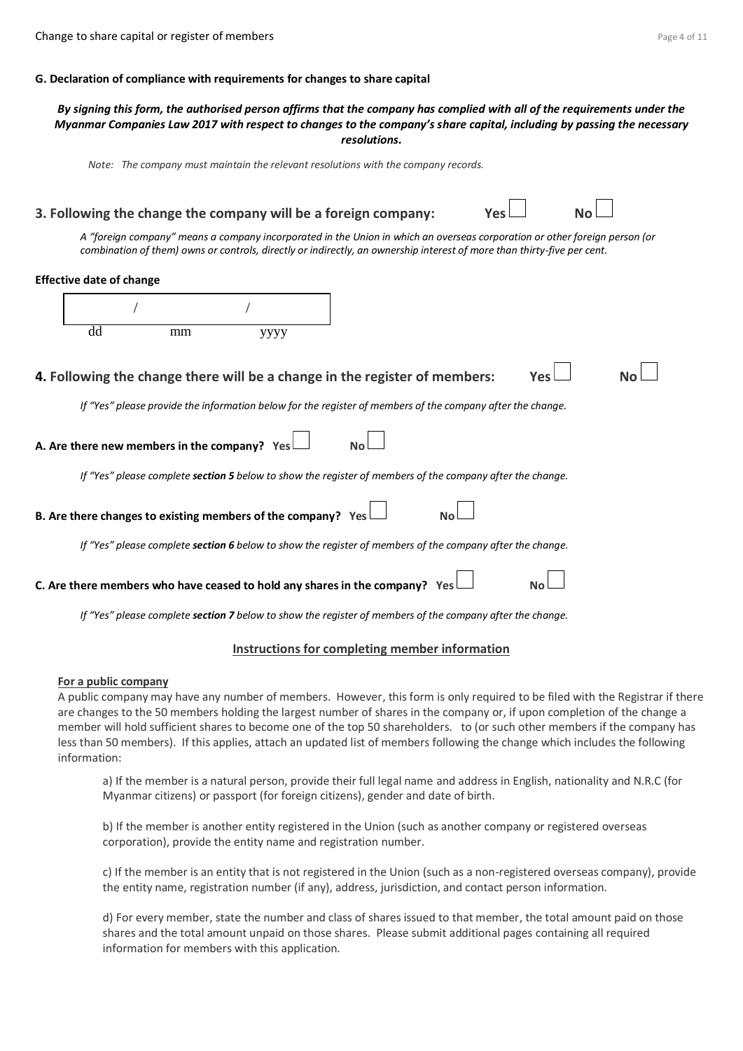**G. Declaration of compliance with requirements for changes to share capital**

***By signing this form, the authorised person affirms that the company has complied with all of the requirements under the Myanmar Companies Law 2017 with respect to changes to the company's share capital, including by passing the necessary resolutions.***

*Note: The company must maintain the relevant resolutions with the company records.*

## 3. Following the change the company will be a foreign company: Yes ☐ No ☐

*A "foreign company" means a company incorporated in the Union in which an overseas corporation or other foreign person (or combination of them) owns or controls, directly or indirectly, an ownership interest of more than thirty-five per cent.*

**Effective date of change**

| / / |
|---|
| dd mm yyyy |

## 4. Following the change there will be a change in the register of members: Yes ☐ No ☐

*If "Yes" please provide the information below for the register of members of the company after the change.*

**A. Are there new members in the company? Yes ☐ No ☐**

*If "Yes" please complete **section 5** below to show the register of members of the company after the change.*

**B. Are there changes to existing members of the company? Yes ☐ No ☐**

*If "Yes" please complete **section 6** below to show the register of members of the company after the change.*

**C. Are there members who have ceased to hold any shares in the company? Yes ☐ No ☐**

*If "Yes" please complete **section 7** below to show the register of members of the company after the change.*

**Instructions for completing member information**

**For a public company**

A public company may have any number of members. However, this form is only required to be filed with the Registrar if there are changes to the 50 members holding the largest number of shares in the company or, if upon completion of the change a member will hold sufficient shares to become one of the top 50 shareholders. to (or such other members if the company has less than 50 members). If this applies, attach an updated list of members following the change which includes the following information:

a) If the member is a natural person, provide their full legal name and address in English, nationality and N.R.C (for Myanmar citizens) or passport (for foreign citizens), gender and date of birth.

b) If the member is another entity registered in the Union (such as another company or registered overseas corporation), provide the entity name and registration number.

c) If the member is an entity that is not registered in the Union (such as a non-registered overseas company), provide the entity name, registration number (if any), address, jurisdiction, and contact person information.

d) For every member, state the number and class of shares issued to that member, the total amount paid on those shares and the total amount unpaid on those shares. Please submit additional pages containing all required information for members with this application.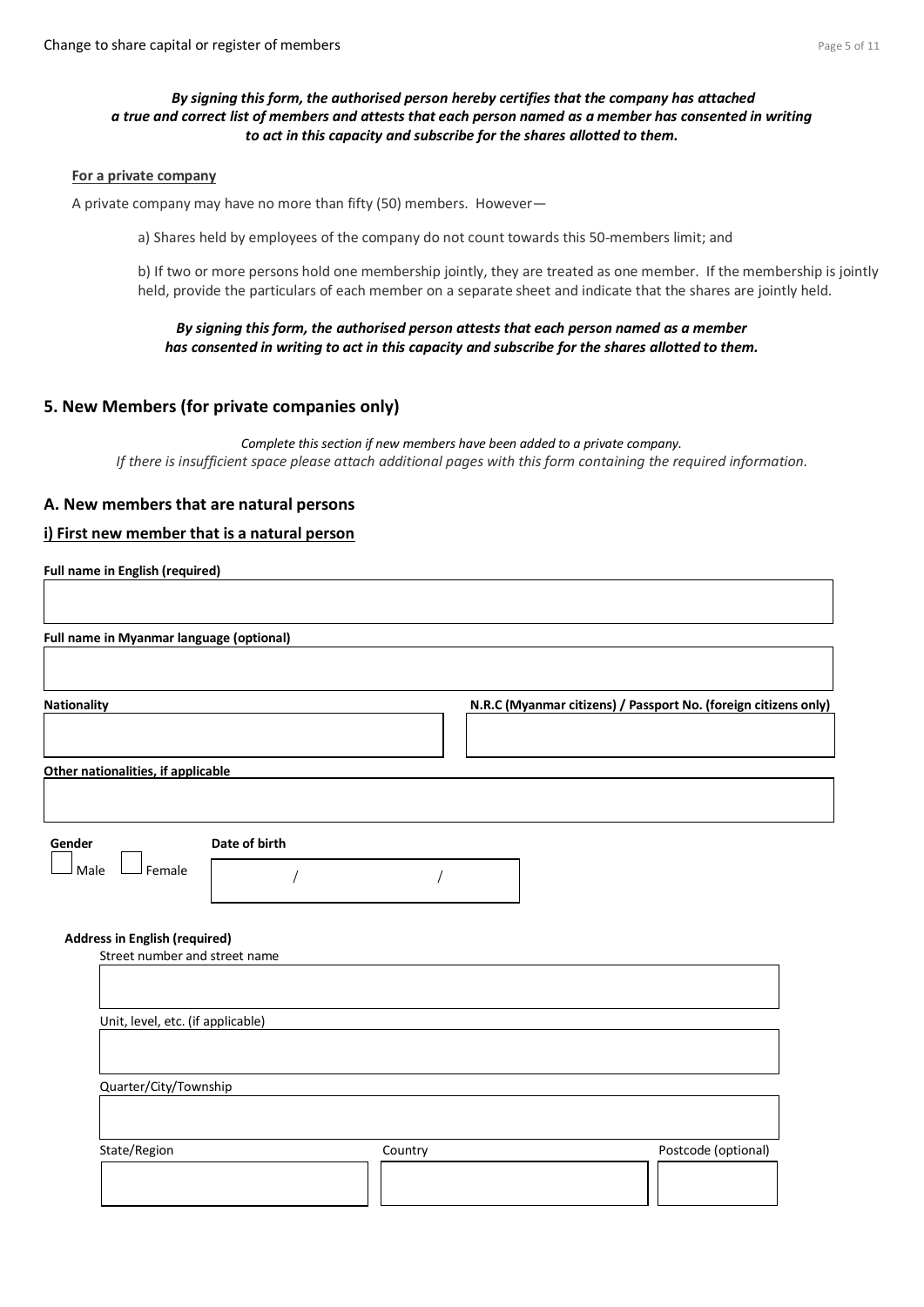***By signing this form, the authorised person hereby certifies that the company has attached a true and correct list of members and attests that each person named as a member has consented in writing to act in this capacity and subscribe for the shares allotted to them.***

**For a private company**

A private company may have no more than fifty (50) members. However—

a) Shares held by employees of the company do not count towards this 50-members limit; and

b) If two or more persons hold one membership jointly, they are treated as one member. If the membership is jointly held, provide the particulars of each member on a separate sheet and indicate that the shares are jointly held.

***By signing this form, the authorised person attests that each person named as a member has consented in writing to act in this capacity and subscribe for the shares allotted to them.***

## 5. New Members (for private companies only)

*Complete this section if new members have been added to a private company.*
*If there is insufficient space please attach additional pages with this form containing the required information.*

### A. New members that are natural persons

#### i) First new member that is a natural person

**Full name in English (required)**

**Full name in Myanmar language (optional)**

**Nationality**

**N.R.C (Myanmar citizens) / Passport No. (foreign citizens only)**

**Other nationalities, if applicable**

**Gender**

☐ Male ☐ Female

**Date of birth**

/ /

**Address in English (required)**

Street number and street name

Unit, level, etc. (if applicable)

Quarter/City/Township

State/Region

Country

Postcode (optional)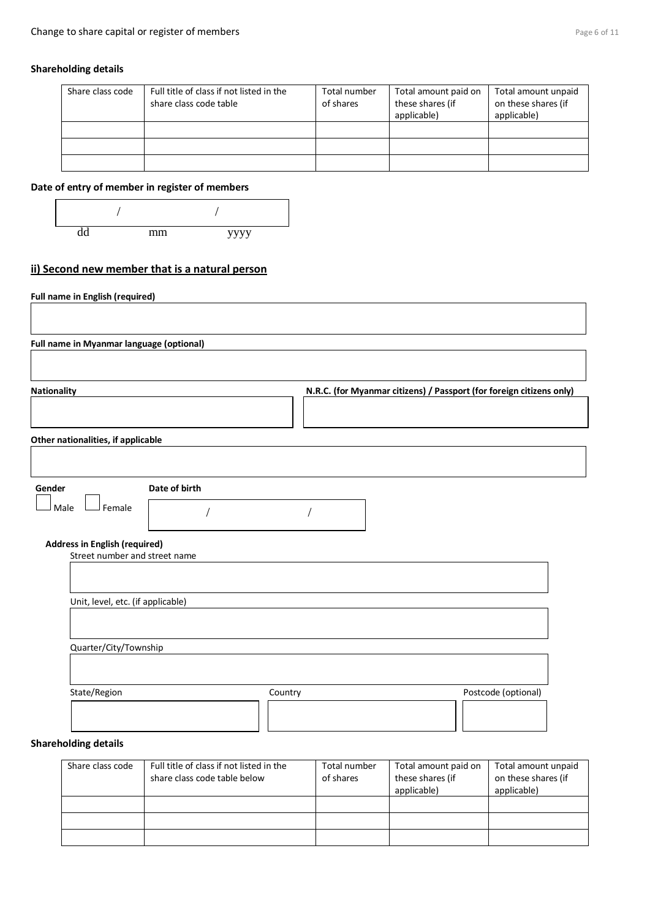### Shareholding details

| Share class code | Full title of class if not listed in the share class code table | Total number of shares | Total amount paid on these shares (if applicable) | Total amount unpaid on these shares (if applicable) |
|---|---|---|---|---|
| | | | | |
| | | | | |
| | | | | |

### Date of entry of member in register of members

/ /

dd mm yyyy

## ii) Second new member that is a natural person

**Full name in English (required)**

**Full name in Myanmar language (optional)**

**Nationality**

**N.R.C. (for Myanmar citizens) / Passport (for foreign citizens only)**

**Other nationalities, if applicable**

**Gender**

☐ Male ☐ Female

**Date of birth**

/ /

**Address in English (required)**

Street number and street name

Unit, level, etc. (if applicable)

Quarter/City/Township

State/Region

Country

Postcode (optional)

### Shareholding details

| Share class code | Full title of class if not listed in the share class code table below | Total number of shares | Total amount paid on these shares (if applicable) | Total amount unpaid on these shares (if applicable) |
|---|---|---|---|---|
| | | | | |
| | | | | |
| | | | | |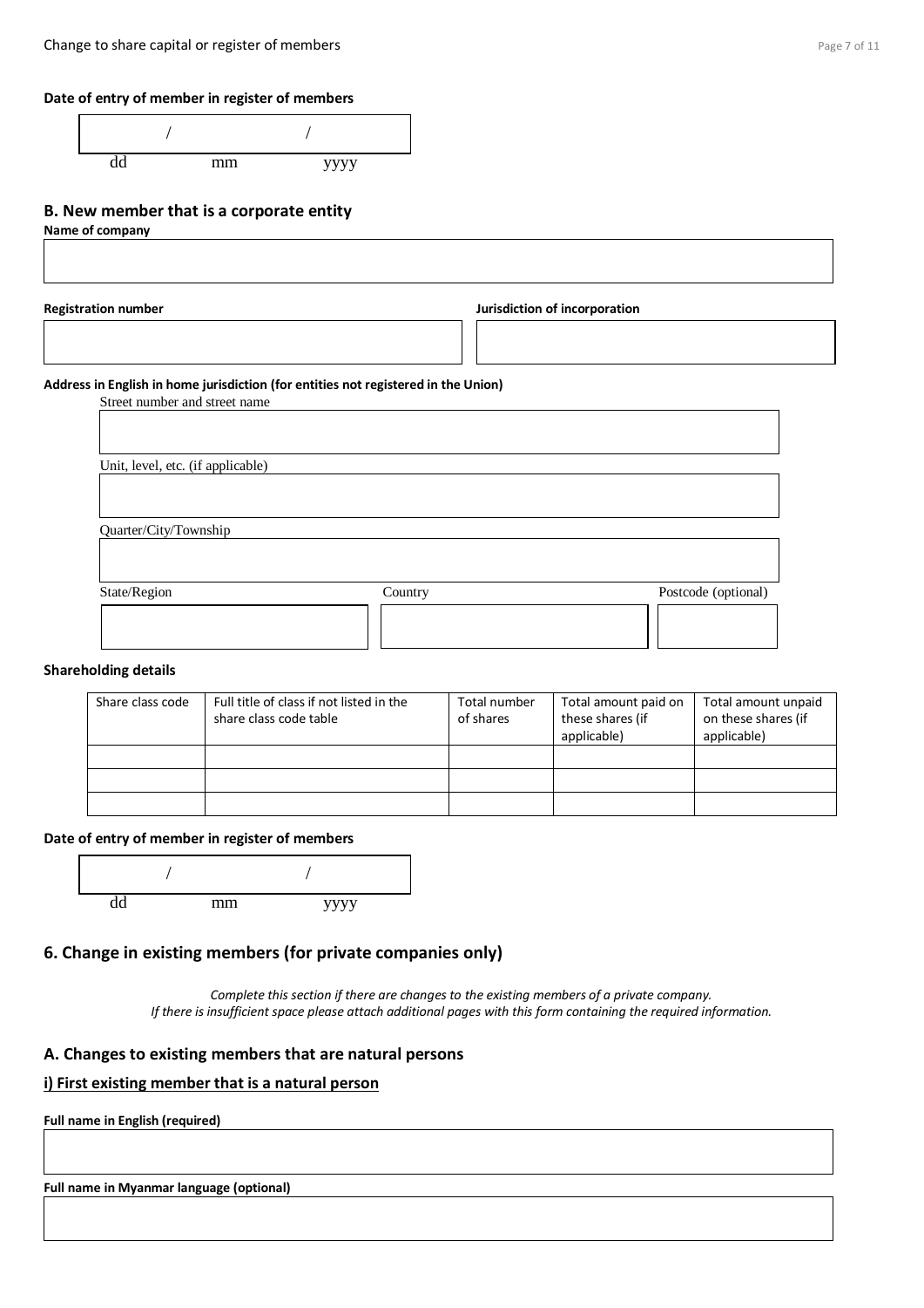**Date of entry of member in register of members**

| / / |
|---|
| dd mm yyyy |

## B. New member that is a corporate entity

**Name of company**

| |
|---|

**Registration number**

| |
|---|

**Jurisdiction of incorporation**

| |
|---|

**Address in English in home jurisdiction (for entities not registered in the Union)**

Street number and street name

| |
|---|

Unit, level, etc. (if applicable)

| |
|---|

Quarter/City/Township

| |
|---|

| State/Region | Country | Postcode (optional) |
|---|---|---|
| | | |

**Shareholding details**

| Share class code | Full title of class if not listed in the share class code table | Total number of shares | Total amount paid on these shares (if applicable) | Total amount unpaid on these shares (if applicable) |
|---|---|---|---|---|
| | | | | |
| | | | | |
| | | | | |

**Date of entry of member in register of members**

| / / |
|---|
| dd mm yyyy |

## 6. Change in existing members (for private companies only)

*Complete this section if there are changes to the existing members of a private company.*
*If there is insufficient space please attach additional pages with this form containing the required information.*

### A. Changes to existing members that are natural persons

#### i) First existing member that is a natural person

**Full name in English (required)**

| |
|---|

**Full name in Myanmar language (optional)**

| |
|---|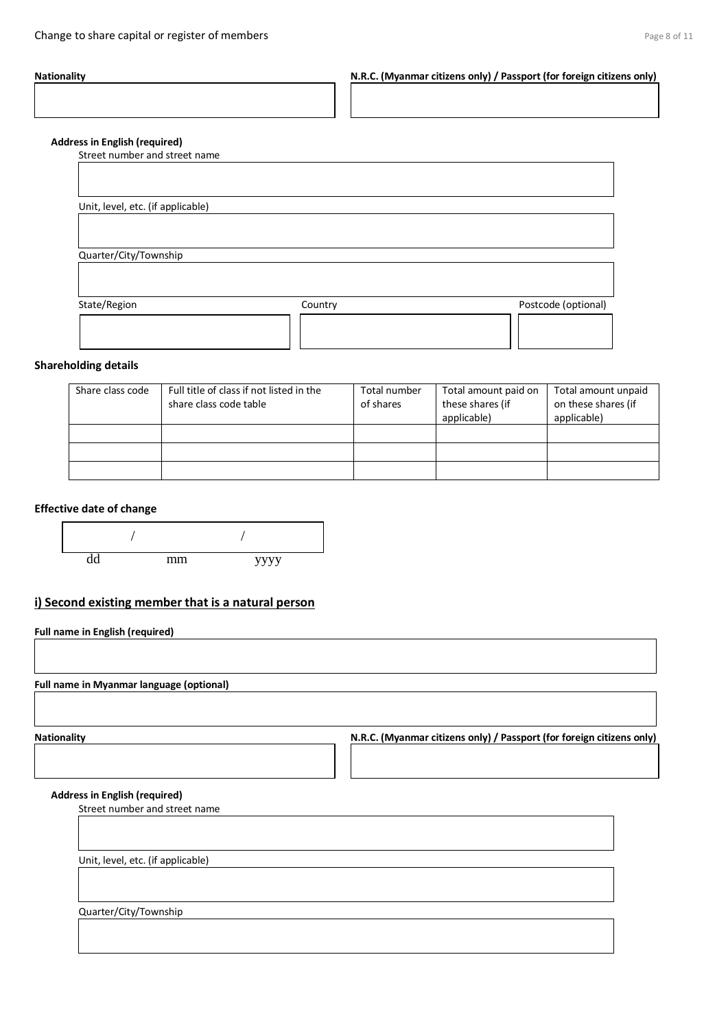**Nationality**

**N.R.C. (Myanmar citizens only) / Passport (for foreign citizens only)**

**Address in English (required)**

Street number and street name

Unit, level, etc. (if applicable)

Quarter/City/Township

State/Region

Country

Postcode (optional)

### Shareholding details

| Share class code | Full title of class if not listed in the share class code table | Total number of shares | Total amount paid on these shares (if applicable) | Total amount unpaid on these shares (if applicable) |
|---|---|---|---|---|
| | | | | |
| | | | | |
| | | | | |

### Effective date of change

/ /

dd mm yyyy

## i) Second existing member that is a natural person

**Full name in English (required)**

**Full name in Myanmar language (optional)**

**Nationality**

**N.R.C. (Myanmar citizens only) / Passport (for foreign citizens only)**

**Address in English (required)**

Street number and street name

Unit, level, etc. (if applicable)

Quarter/City/Township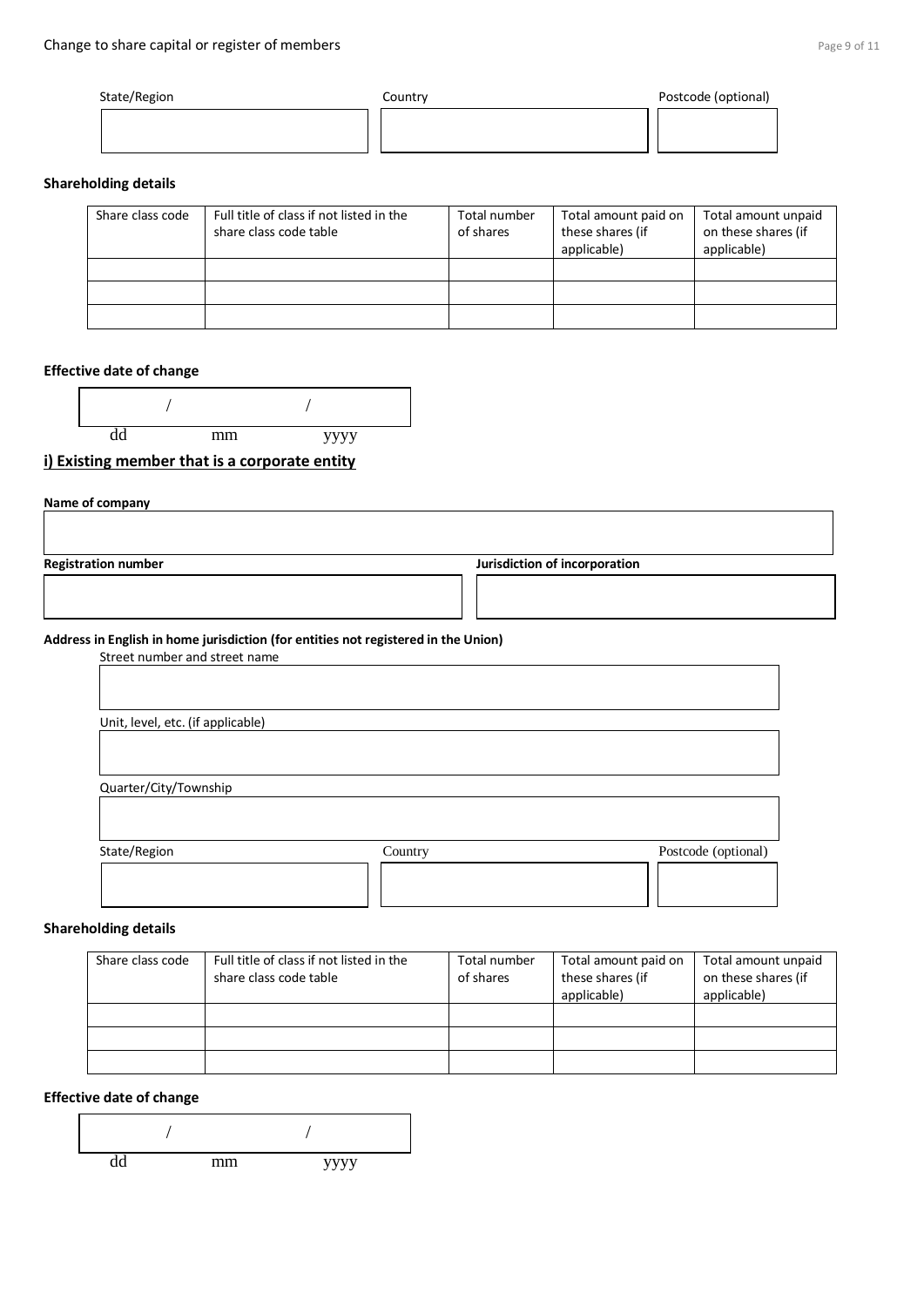| State/Region | Country | Postcode (optional) |
|---|---|---|
| | | |

**Shareholding details**

| Share class code | Full title of class if not listed in the share class code table | Total number of shares | Total amount paid on these shares (if applicable) | Total amount unpaid on these shares (if applicable) |
|---|---|---|---|---|
| | | | | |
| | | | | |
| | | | | |

**Effective date of change**

/ /

dd mm yyyy

## i) Existing member that is a corporate entity

**Name of company**

| **Registration number** | **Jurisdiction of incorporation** |
|---|---|
| | |

**Address in English in home jurisdiction (for entities not registered in the Union)**

Street number and street name

Unit, level, etc. (if applicable)

Quarter/City/Township

| State/Region | Country | Postcode (optional) |
|---|---|---|
| | | |

**Shareholding details**

| Share class code | Full title of class if not listed in the share class code table | Total number of shares | Total amount paid on these shares (if applicable) | Total amount unpaid on these shares (if applicable) |
|---|---|---|---|---|
| | | | | |
| | | | | |
| | | | | |

**Effective date of change**

/ /

dd mm yyyy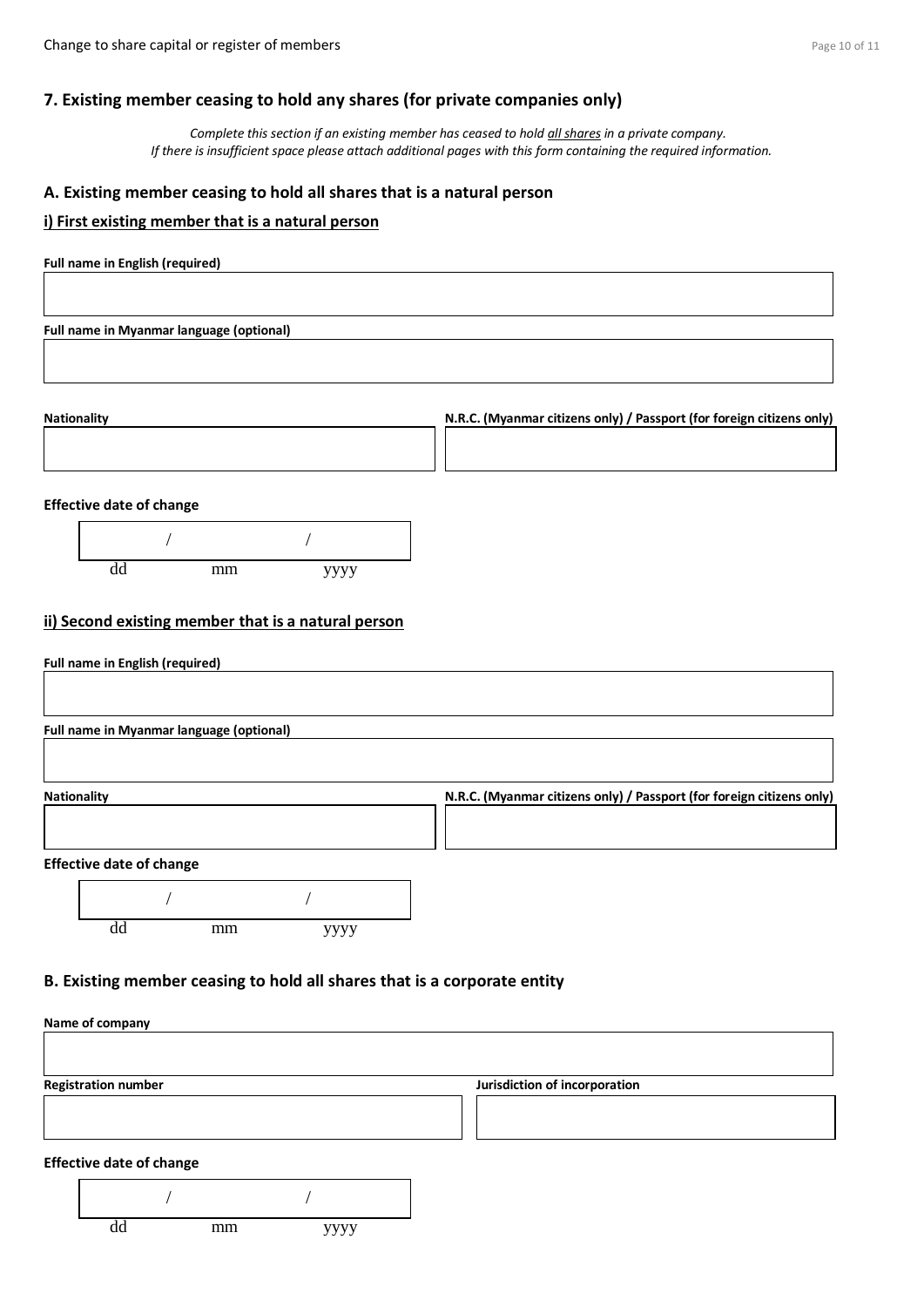## 7. Existing member ceasing to hold any shares (for private companies only)

*Complete this section if an existing member has ceased to hold all shares in a private company.*
*If there is insufficient space please attach additional pages with this form containing the required information.*

### A. Existing member ceasing to hold all shares that is a natural person

#### i) First existing member that is a natural person

**Full name in English (required)**

**Full name in Myanmar language (optional)**

**Nationality**

**N.R.C. (Myanmar citizens only) / Passport (for foreign citizens only)**

**Effective date of change**

/ /
dd mm yyyy

#### ii) Second existing member that is a natural person

**Full name in English (required)**

**Full name in Myanmar language (optional)**

**Nationality**

**N.R.C. (Myanmar citizens only) / Passport (for foreign citizens only)**

**Effective date of change**

/ /
dd mm yyyy

### B. Existing member ceasing to hold all shares that is a corporate entity

**Name of company**

**Registration number**

**Jurisdiction of incorporation**

**Effective date of change**

/ /
dd mm yyyy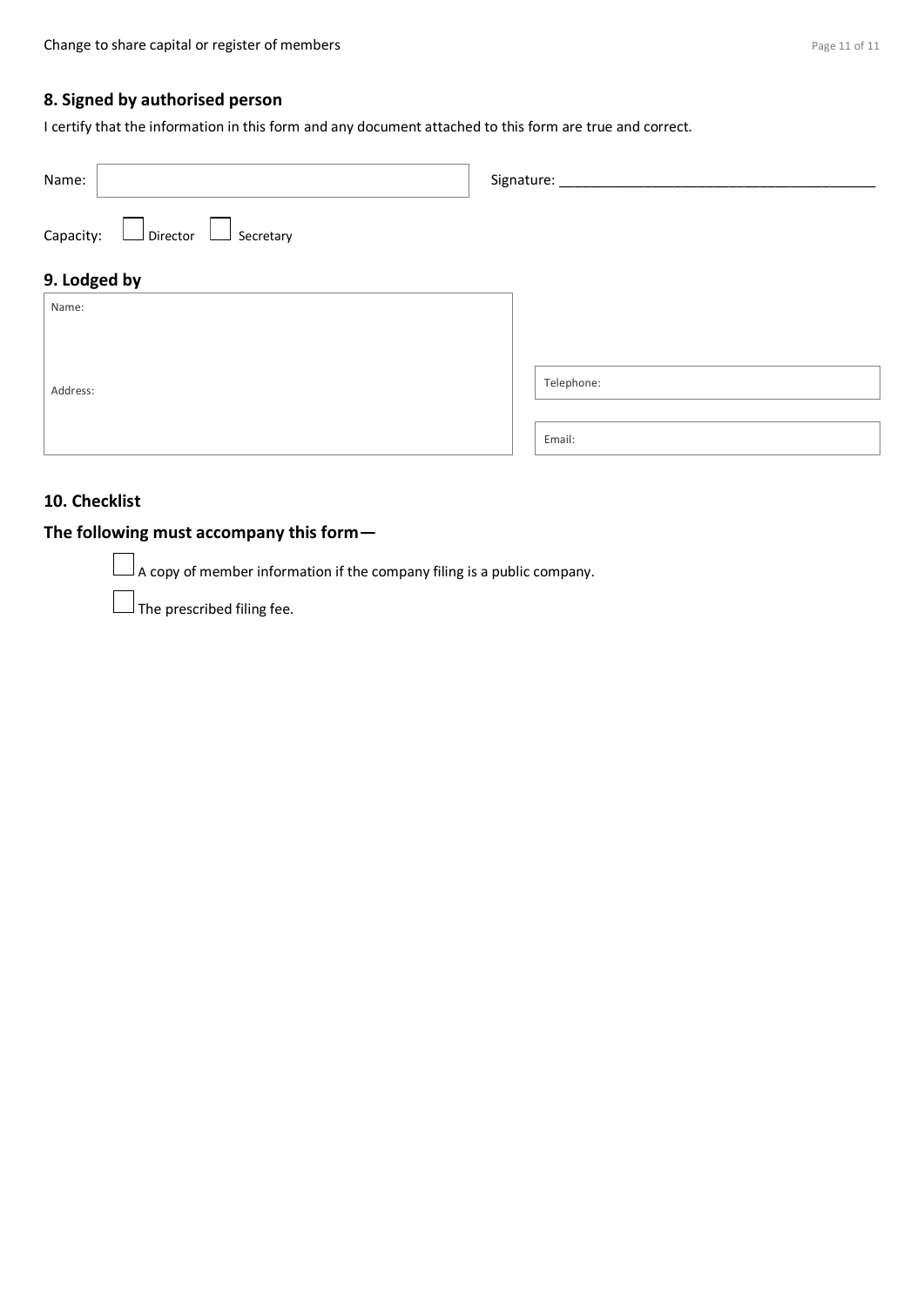## 8. Signed by authorised person

I certify that the information in this form and any document attached to this form are true and correct.

Name: Signature: ________________________________________

Capacity: ☐ Director ☐ Secretary

## 9. Lodged by

Name:

Address:

Telephone:

Email:

## 10. Checklist

### The following must accompany this form—

☐ A copy of member information if the company filing is a public company.

☐ The prescribed filing fee.